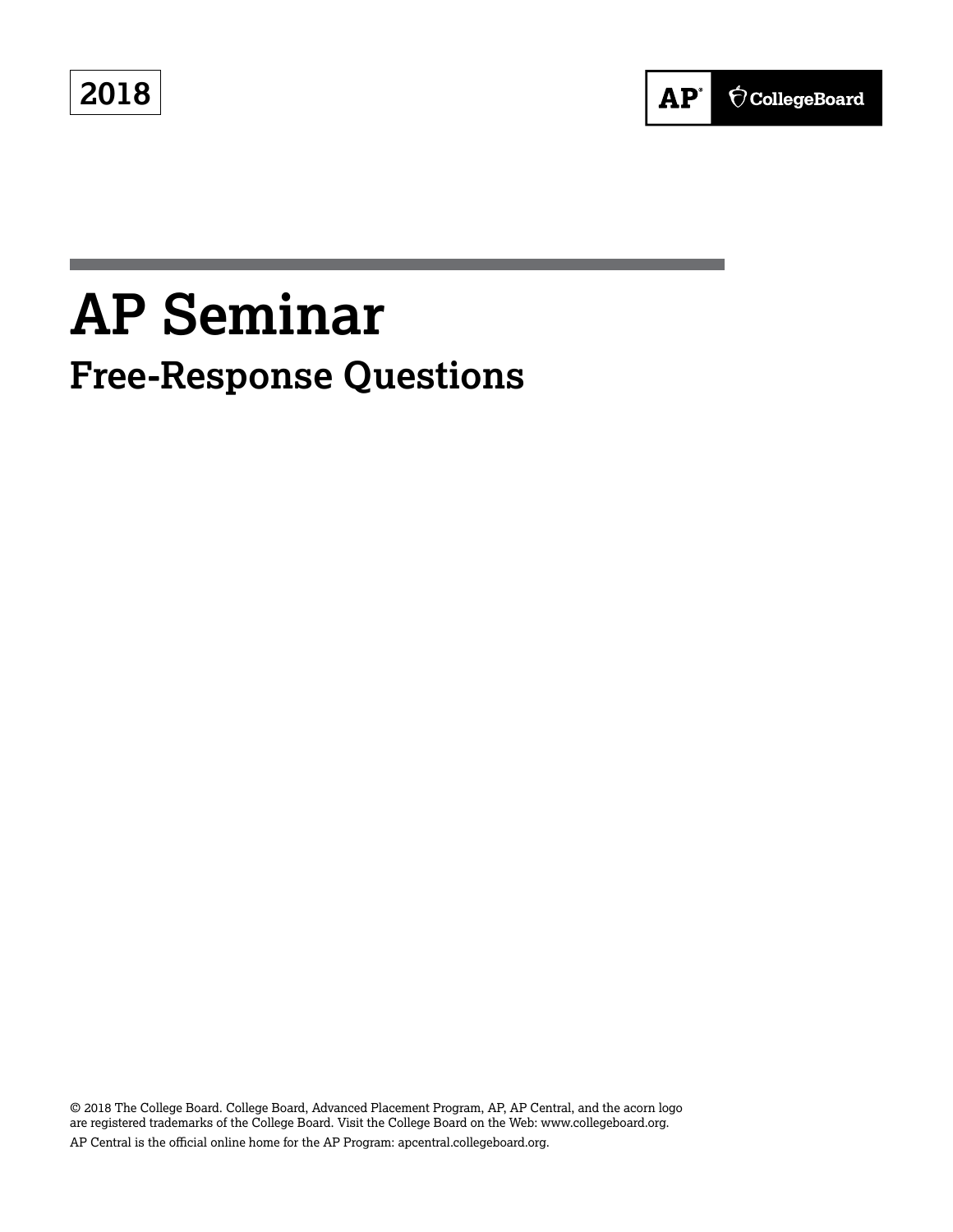2018

AP® CollegeBoard

# AP Seminar

## Free-Response Questions

© 2018 The College Board. College Board, Advanced Placement Program, AP, AP Central, and the acorn logo are registered trademarks of the College Board. Visit the College Board on the Web: www.collegeboard.org.

AP Central is the official online home for the AP Program: apcentral.collegeboard.org.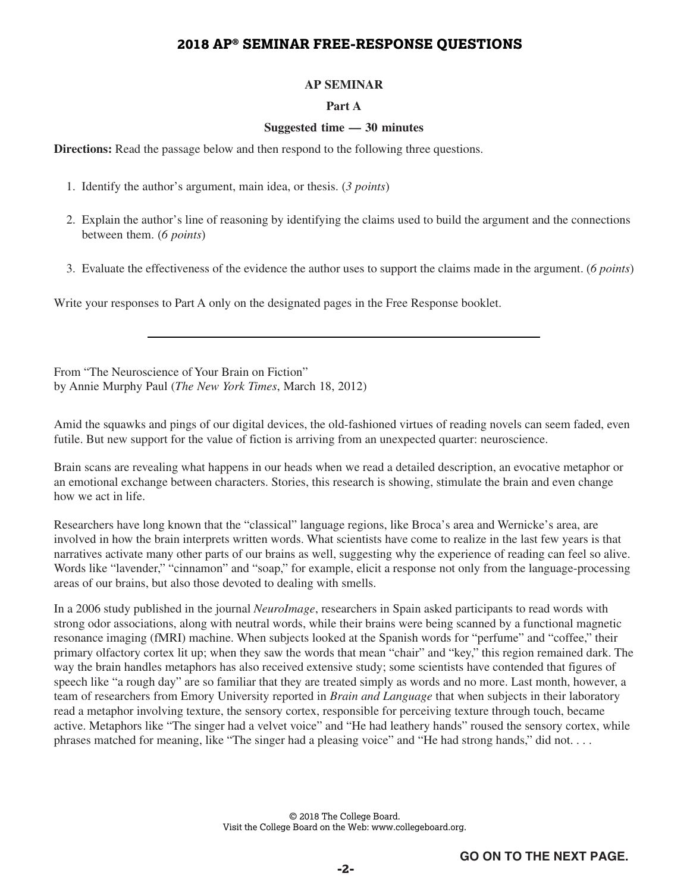## AP SEMINAR

### Part A

### Suggested time — 30 minutes

**Directions:** Read the passage below and then respond to the following three questions.

1. Identify the author's argument, main idea, or thesis. (*3 points*)

2. Explain the author's line of reasoning by identifying the claims used to build the argument and the connections between them. (*6 points*)

3. Evaluate the effectiveness of the evidence the author uses to support the claims made in the argument. (*6 points*)

Write your responses to Part A only on the designated pages in the Free Response booklet.

---

From "The Neuroscience of Your Brain on Fiction"
by Annie Murphy Paul (*The New York Times*, March 18, 2012)

Amid the squawks and pings of our digital devices, the old-fashioned virtues of reading novels can seem faded, even futile. But new support for the value of fiction is arriving from an unexpected quarter: neuroscience.

Brain scans are revealing what happens in our heads when we read a detailed description, an evocative metaphor or an emotional exchange between characters. Stories, this research is showing, stimulate the brain and even change how we act in life.

Researchers have long known that the "classical" language regions, like Broca's area and Wernicke's area, are involved in how the brain interprets written words. What scientists have come to realize in the last few years is that narratives activate many other parts of our brains as well, suggesting why the experience of reading can feel so alive. Words like "lavender," "cinnamon" and "soap," for example, elicit a response not only from the language-processing areas of our brains, but also those devoted to dealing with smells.

In a 2006 study published in the journal *NeuroImage*, researchers in Spain asked participants to read words with strong odor associations, along with neutral words, while their brains were being scanned by a functional magnetic resonance imaging (fMRI) machine. When subjects looked at the Spanish words for "perfume" and "coffee," their primary olfactory cortex lit up; when they saw the words that mean "chair" and "key," this region remained dark. The way the brain handles metaphors has also received extensive study; some scientists have contended that figures of speech like "a rough day" are so familiar that they are treated simply as words and no more. Last month, however, a team of researchers from Emory University reported in *Brain and Language* that when subjects in their laboratory read a metaphor involving texture, the sensory cortex, responsible for perceiving texture through touch, became active. Metaphors like "The singer had a velvet voice" and "He had leathery hands" roused the sensory cortex, while phrases matched for meaning, like "The singer had a pleasing voice" and "He had strong hands," did not. . . .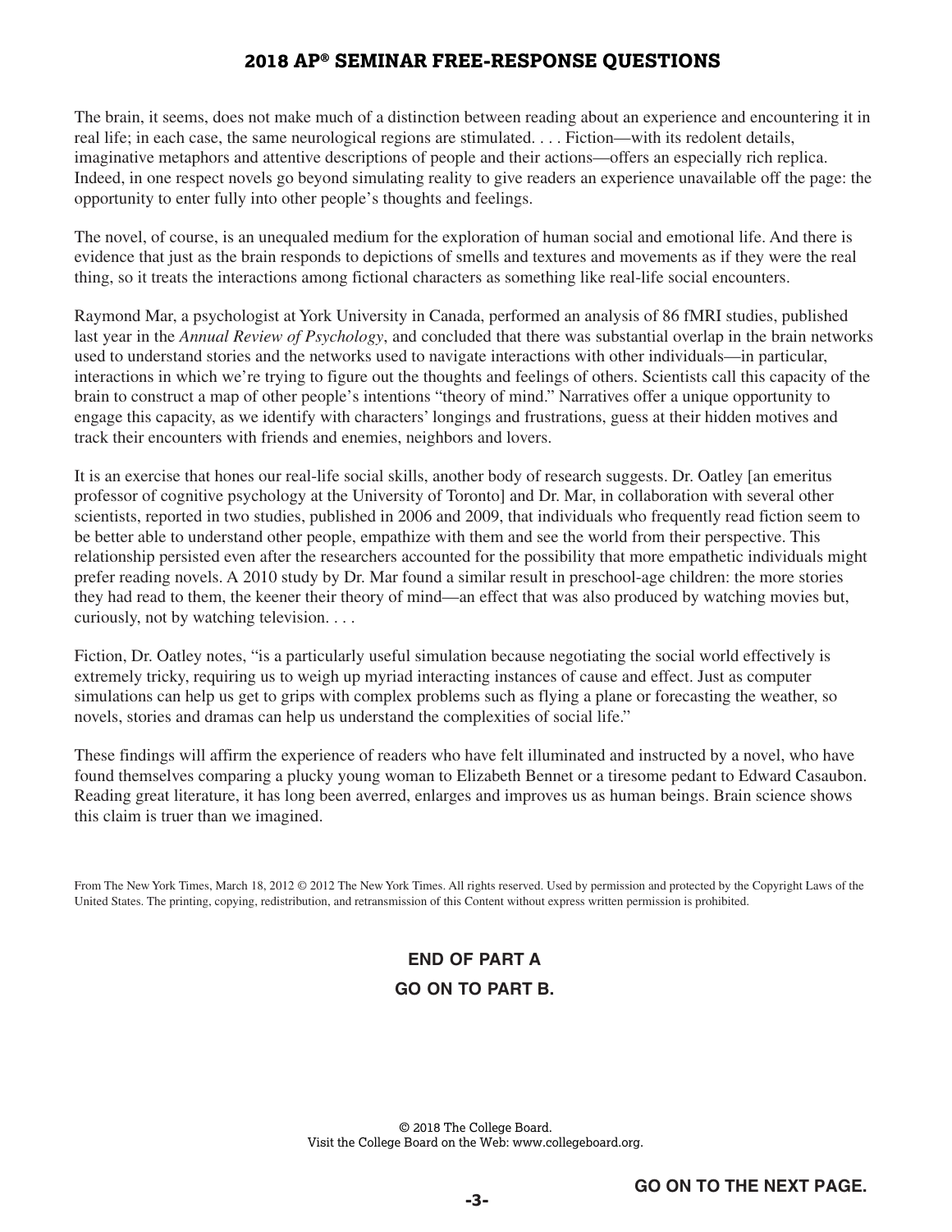The brain, it seems, does not make much of a distinction between reading about an experience and encountering it in real life; in each case, the same neurological regions are stimulated. . . . Fiction—with its redolent details, imaginative metaphors and attentive descriptions of people and their actions—offers an especially rich replica. Indeed, in one respect novels go beyond simulating reality to give readers an experience unavailable off the page: the opportunity to enter fully into other people's thoughts and feelings.

The novel, of course, is an unequaled medium for the exploration of human social and emotional life. And there is evidence that just as the brain responds to depictions of smells and textures and movements as if they were the real thing, so it treats the interactions among fictional characters as something like real-life social encounters.

Raymond Mar, a psychologist at York University in Canada, performed an analysis of 86 fMRI studies, published last year in the *Annual Review of Psychology*, and concluded that there was substantial overlap in the brain networks used to understand stories and the networks used to navigate interactions with other individuals—in particular, interactions in which we're trying to figure out the thoughts and feelings of others. Scientists call this capacity of the brain to construct a map of other people's intentions "theory of mind." Narratives offer a unique opportunity to engage this capacity, as we identify with characters' longings and frustrations, guess at their hidden motives and track their encounters with friends and enemies, neighbors and lovers.

It is an exercise that hones our real-life social skills, another body of research suggests. Dr. Oatley [an emeritus professor of cognitive psychology at the University of Toronto] and Dr. Mar, in collaboration with several other scientists, reported in two studies, published in 2006 and 2009, that individuals who frequently read fiction seem to be better able to understand other people, empathize with them and see the world from their perspective. This relationship persisted even after the researchers accounted for the possibility that more empathetic individuals might prefer reading novels. A 2010 study by Dr. Mar found a similar result in preschool-age children: the more stories they had read to them, the keener their theory of mind—an effect that was also produced by watching movies but, curiously, not by watching television. . . .

Fiction, Dr. Oatley notes, "is a particularly useful simulation because negotiating the social world effectively is extremely tricky, requiring us to weigh up myriad interacting instances of cause and effect. Just as computer simulations can help us get to grips with complex problems such as flying a plane or forecasting the weather, so novels, stories and dramas can help us understand the complexities of social life."

These findings will affirm the experience of readers who have felt illuminated and instructed by a novel, who have found themselves comparing a plucky young woman to Elizabeth Bennet or a tiresome pedant to Edward Casaubon. Reading great literature, it has long been averred, enlarges and improves us as human beings. Brain science shows this claim is truer than we imagined.

From The New York Times, March 18, 2012 © 2012 The New York Times. All rights reserved. Used by permission and protected by the Copyright Laws of the United States. The printing, copying, redistribution, and retransmission of this Content without express written permission is prohibited.

**END OF PART A**

**GO ON TO PART B.**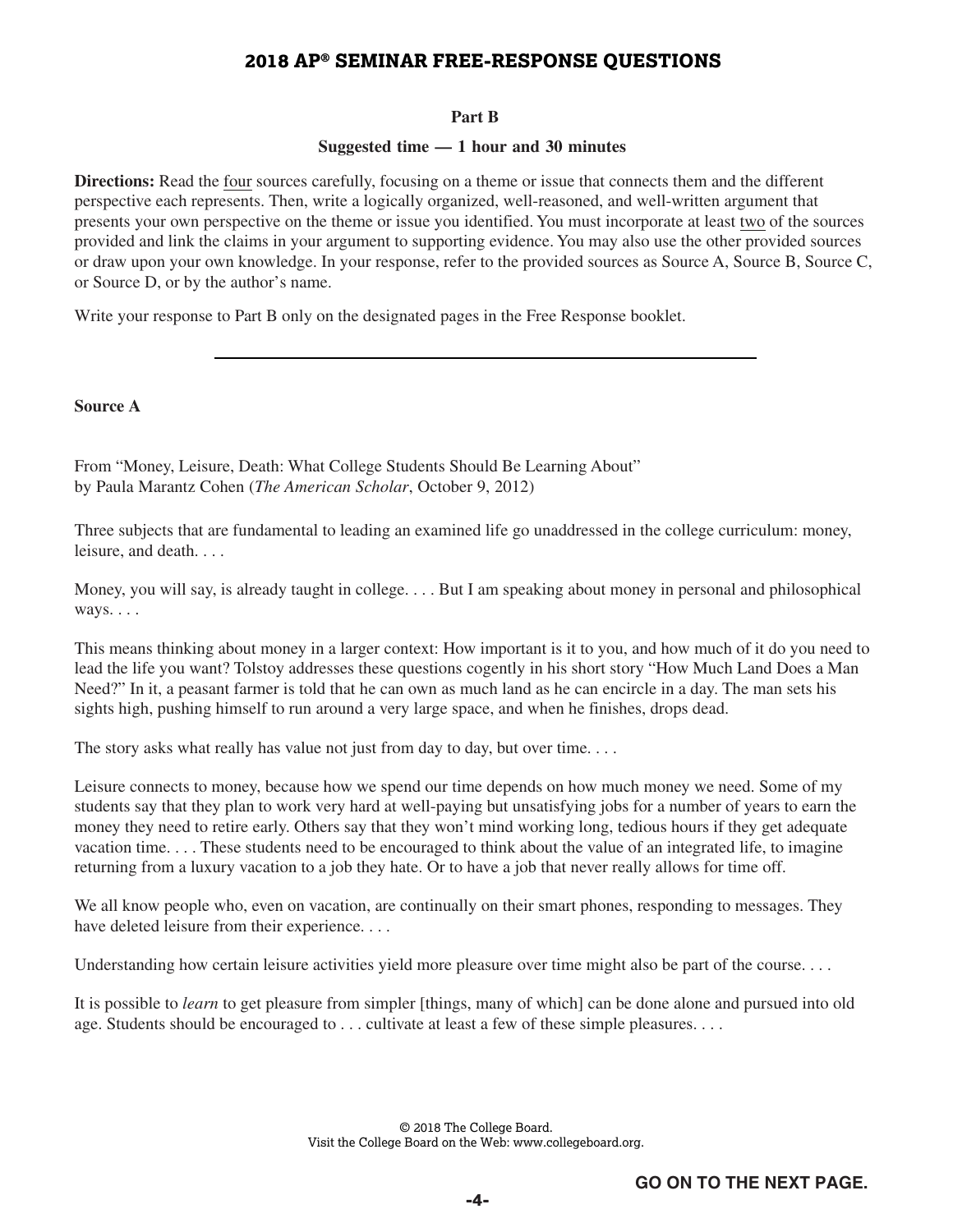# 2018 AP® SEMINAR FREE-RESPONSE QUESTIONS

**Part B**

**Suggested time — 1 hour and 30 minutes**

**Directions:** Read the four sources carefully, focusing on a theme or issue that connects them and the different perspective each represents. Then, write a logically organized, well-reasoned, and well-written argument that presents your own perspective on the theme or issue you identified. You must incorporate at least two of the sources provided and link the claims in your argument to supporting evidence. You may also use the other provided sources or draw upon your own knowledge. In your response, refer to the provided sources as Source A, Source B, Source C, or Source D, or by the author's name.

Write your response to Part B only on the designated pages in the Free Response booklet.

---

**Source A**

From "Money, Leisure, Death: What College Students Should Be Learning About" by Paula Marantz Cohen (*The American Scholar*, October 9, 2012)

Three subjects that are fundamental to leading an examined life go unaddressed in the college curriculum: money, leisure, and death. . . .

Money, you will say, is already taught in college. . . . But I am speaking about money in personal and philosophical ways. . . .

This means thinking about money in a larger context: How important is it to you, and how much of it do you need to lead the life you want? Tolstoy addresses these questions cogently in his short story "How Much Land Does a Man Need?" In it, a peasant farmer is told that he can own as much land as he can encircle in a day. The man sets his sights high, pushing himself to run around a very large space, and when he finishes, drops dead.

The story asks what really has value not just from day to day, but over time. . . .

Leisure connects to money, because how we spend our time depends on how much money we need. Some of my students say that they plan to work very hard at well-paying but unsatisfying jobs for a number of years to earn the money they need to retire early. Others say that they won't mind working long, tedious hours if they get adequate vacation time. . . . These students need to be encouraged to think about the value of an integrated life, to imagine returning from a luxury vacation to a job they hate. Or to have a job that never really allows for time off.

We all know people who, even on vacation, are continually on their smart phones, responding to messages. They have deleted leisure from their experience. . . .

Understanding how certain leisure activities yield more pleasure over time might also be part of the course. . . .

It is possible to *learn* to get pleasure from simpler [things, many of which] can be done alone and pursued into old age. Students should be encouraged to . . . cultivate at least a few of these simple pleasures. . . .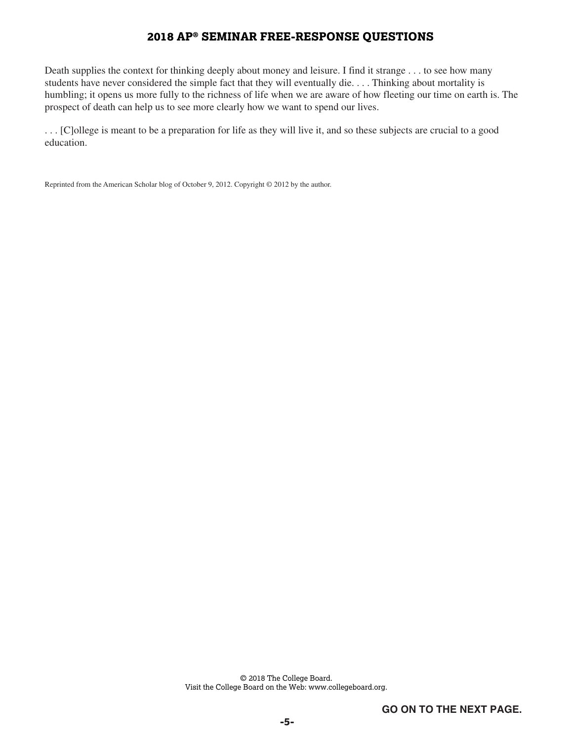Death supplies the context for thinking deeply about money and leisure. I find it strange . . . to see how many students have never considered the simple fact that they will eventually die. . . . Thinking about mortality is humbling; it opens us more fully to the richness of life when we are aware of how fleeting our time on earth is. The prospect of death can help us to see more clearly how we want to spend our lives.

. . . [C]ollege is meant to be a preparation for life as they will live it, and so these subjects are crucial to a good education.

Reprinted from the American Scholar blog of October 9, 2012. Copyright © 2012 by the author.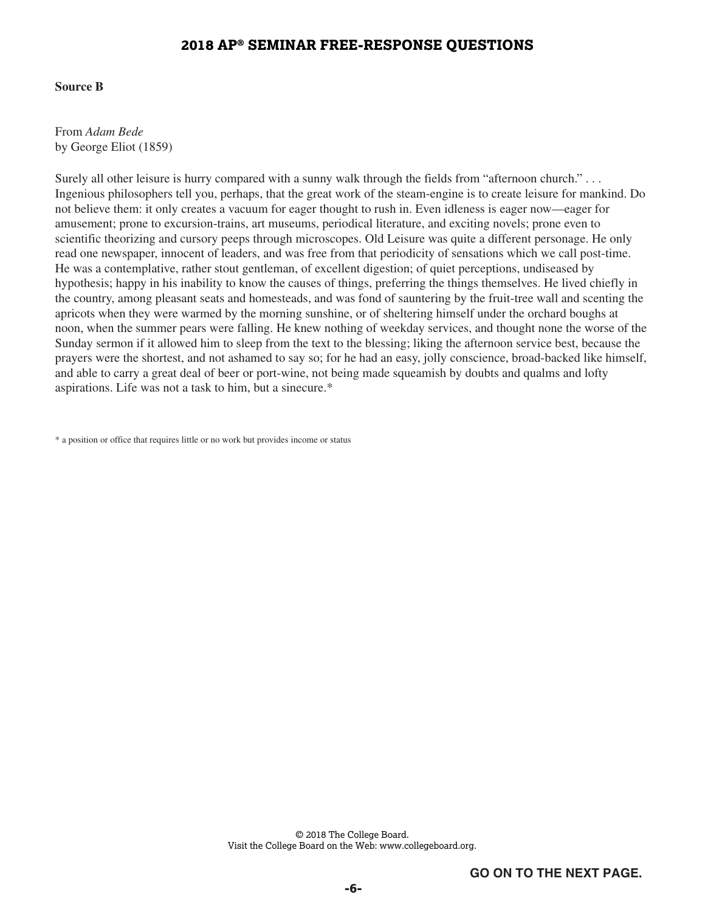**Source B**

From *Adam Bede*
by George Eliot (1859)

Surely all other leisure is hurry compared with a sunny walk through the fields from "afternoon church." . . . Ingenious philosophers tell you, perhaps, that the great work of the steam-engine is to create leisure for mankind. Do not believe them: it only creates a vacuum for eager thought to rush in. Even idleness is eager now—eager for amusement; prone to excursion-trains, art museums, periodical literature, and exciting novels; prone even to scientific theorizing and cursory peeps through microscopes. Old Leisure was quite a different personage. He only read one newspaper, innocent of leaders, and was free from that periodicity of sensations which we call post-time. He was a contemplative, rather stout gentleman, of excellent digestion; of quiet perceptions, undiseased by hypothesis; happy in his inability to know the causes of things, preferring the things themselves. He lived chiefly in the country, among pleasant seats and homesteads, and was fond of sauntering by the fruit-tree wall and scenting the apricots when they were warmed by the morning sunshine, or of sheltering himself under the orchard boughs at noon, when the summer pears were falling. He knew nothing of weekday services, and thought none the worse of the Sunday sermon if it allowed him to sleep from the text to the blessing; liking the afternoon service best, because the prayers were the shortest, and not ashamed to say so; for he had an easy, jolly conscience, broad-backed like himself, and able to carry a great deal of beer or port-wine, not being made squeamish by doubts and qualms and lofty aspirations. Life was not a task to him, but a sinecure.*

\* a position or office that requires little or no work but provides income or status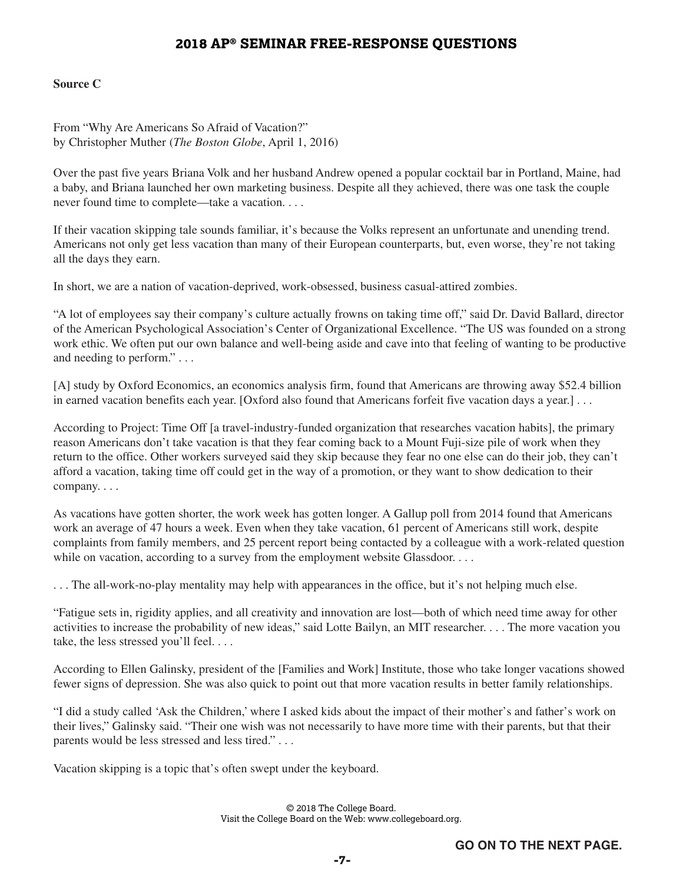**Source C**

From "Why Are Americans So Afraid of Vacation?"
by Christopher Muther (*The Boston Globe*, April 1, 2016)

Over the past five years Briana Volk and her husband Andrew opened a popular cocktail bar in Portland, Maine, had a baby, and Briana launched her own marketing business. Despite all they achieved, there was one task the couple never found time to complete—take a vacation. . . .

If their vacation skipping tale sounds familiar, it's because the Volks represent an unfortunate and unending trend. Americans not only get less vacation than many of their European counterparts, but, even worse, they're not taking all the days they earn.

In short, we are a nation of vacation-deprived, work-obsessed, business casual-attired zombies.

"A lot of employees say their company's culture actually frowns on taking time off," said Dr. David Ballard, director of the American Psychological Association's Center of Organizational Excellence. "The US was founded on a strong work ethic. We often put our own balance and well-being aside and cave into that feeling of wanting to be productive and needing to perform." . . .

[A] study by Oxford Economics, an economics analysis firm, found that Americans are throwing away $52.4 billion in earned vacation benefits each year. [Oxford also found that Americans forfeit five vacation days a year.] . . .

According to Project: Time Off [a travel-industry-funded organization that researches vacation habits], the primary reason Americans don't take vacation is that they fear coming back to a Mount Fuji-size pile of work when they return to the office. Other workers surveyed said they skip because they fear no one else can do their job, they can't afford a vacation, taking time off could get in the way of a promotion, or they want to show dedication to their company. . . .

As vacations have gotten shorter, the work week has gotten longer. A Gallup poll from 2014 found that Americans work an average of 47 hours a week. Even when they take vacation, 61 percent of Americans still work, despite complaints from family members, and 25 percent report being contacted by a colleague with a work-related question while on vacation, according to a survey from the employment website Glassdoor. . . .

. . . The all-work-no-play mentality may help with appearances in the office, but it's not helping much else.

"Fatigue sets in, rigidity applies, and all creativity and innovation are lost—both of which need time away for other activities to increase the probability of new ideas," said Lotte Bailyn, an MIT researcher. . . . The more vacation you take, the less stressed you'll feel. . . .

According to Ellen Galinsky, president of the [Families and Work] Institute, those who take longer vacations showed fewer signs of depression. She was also quick to point out that more vacation results in better family relationships.

"I did a study called 'Ask the Children,' where I asked kids about the impact of their mother's and father's work on their lives," Galinsky said. "Their one wish was not necessarily to have more time with their parents, but that their parents would be less stressed and less tired." . . .

Vacation skipping is a topic that's often swept under the keyboard.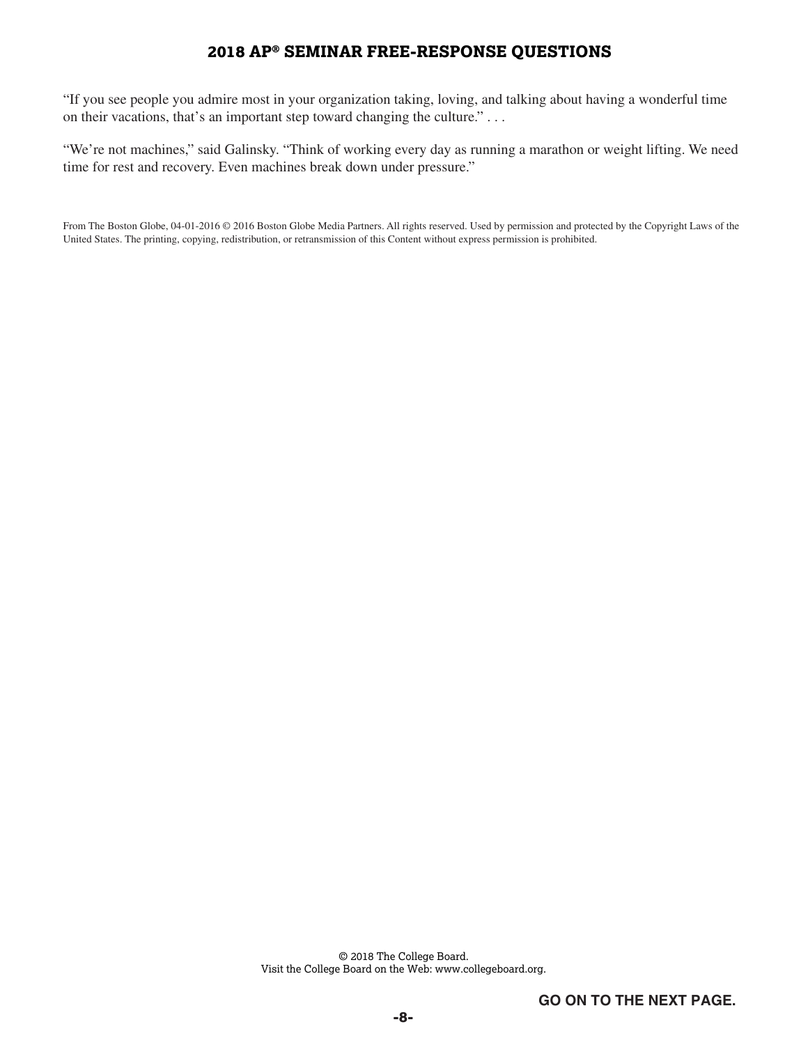"If you see people you admire most in your organization taking, loving, and talking about having a wonderful time on their vacations, that's an important step toward changing the culture." . . .

"We're not machines," said Galinsky. "Think of working every day as running a marathon or weight lifting. We need time for rest and recovery. Even machines break down under pressure."

From The Boston Globe, 04-01-2016 © 2016 Boston Globe Media Partners. All rights reserved. Used by permission and protected by the Copyright Laws of the United States. The printing, copying, redistribution, or retransmission of this Content without express permission is prohibited.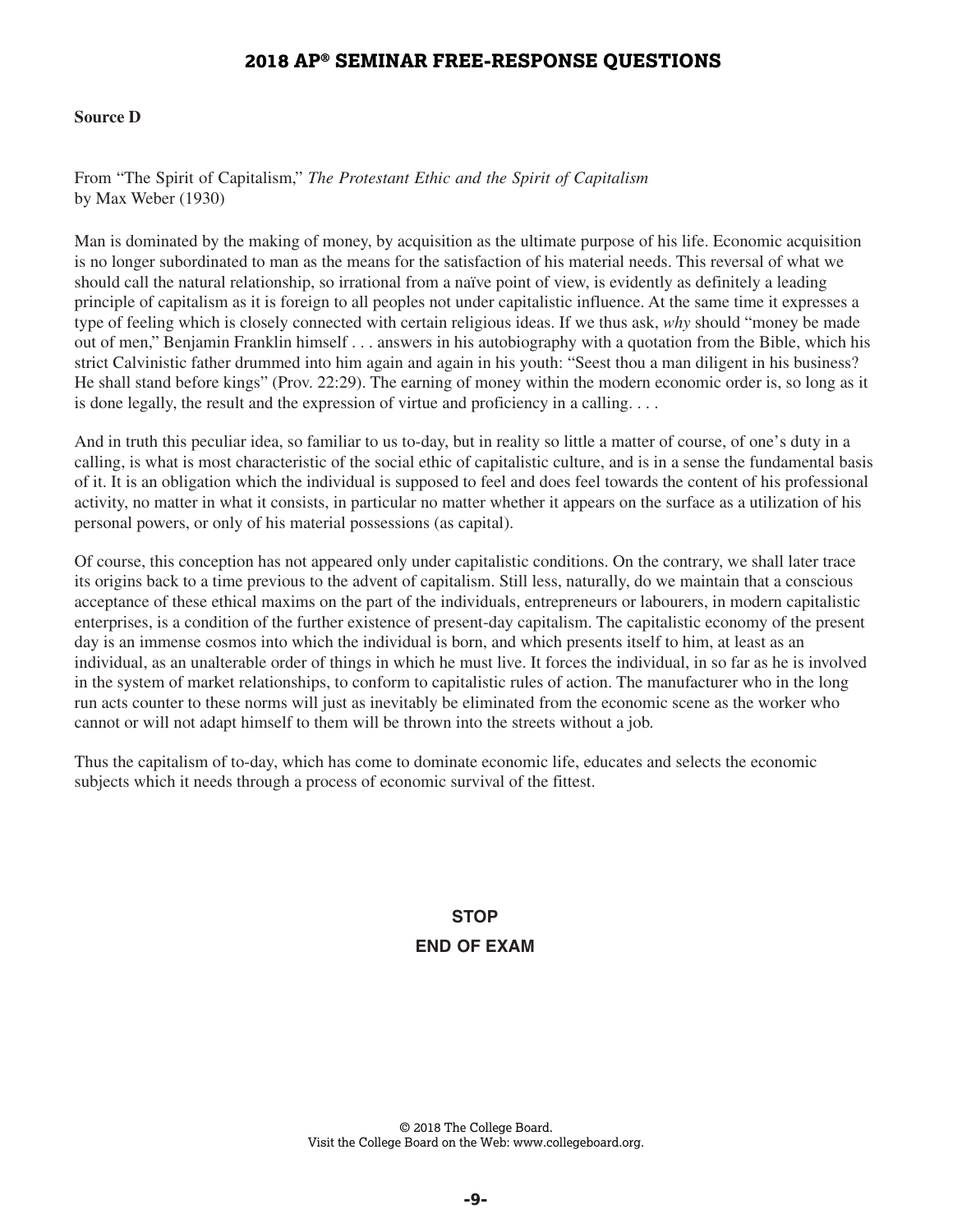**Source D**

From "The Spirit of Capitalism," *The Protestant Ethic and the Spirit of Capitalism*
by Max Weber (1930)

Man is dominated by the making of money, by acquisition as the ultimate purpose of his life. Economic acquisition is no longer subordinated to man as the means for the satisfaction of his material needs. This reversal of what we should call the natural relationship, so irrational from a naïve point of view, is evidently as definitely a leading principle of capitalism as it is foreign to all peoples not under capitalistic influence. At the same time it expresses a type of feeling which is closely connected with certain religious ideas. If we thus ask, *why* should "money be made out of men," Benjamin Franklin himself . . . answers in his autobiography with a quotation from the Bible, which his strict Calvinistic father drummed into him again and again in his youth: "Seest thou a man diligent in his business? He shall stand before kings" (Prov. 22:29). The earning of money within the modern economic order is, so long as it is done legally, the result and the expression of virtue and proficiency in a calling. . . .

And in truth this peculiar idea, so familiar to us to-day, but in reality so little a matter of course, of one's duty in a calling, is what is most characteristic of the social ethic of capitalistic culture, and is in a sense the fundamental basis of it. It is an obligation which the individual is supposed to feel and does feel towards the content of his professional activity, no matter in what it consists, in particular no matter whether it appears on the surface as a utilization of his personal powers, or only of his material possessions (as capital).

Of course, this conception has not appeared only under capitalistic conditions. On the contrary, we shall later trace its origins back to a time previous to the advent of capitalism. Still less, naturally, do we maintain that a conscious acceptance of these ethical maxims on the part of the individuals, entrepreneurs or labourers, in modern capitalistic enterprises, is a condition of the further existence of present-day capitalism. The capitalistic economy of the present day is an immense cosmos into which the individual is born, and which presents itself to him, at least as an individual, as an unalterable order of things in which he must live. It forces the individual, in so far as he is involved in the system of market relationships, to conform to capitalistic rules of action. The manufacturer who in the long run acts counter to these norms will just as inevitably be eliminated from the economic scene as the worker who cannot or will not adapt himself to them will be thrown into the streets without a job.

Thus the capitalism of to-day, which has come to dominate economic life, educates and selects the economic subjects which it needs through a process of economic survival of the fittest.

**STOP**

**END OF EXAM**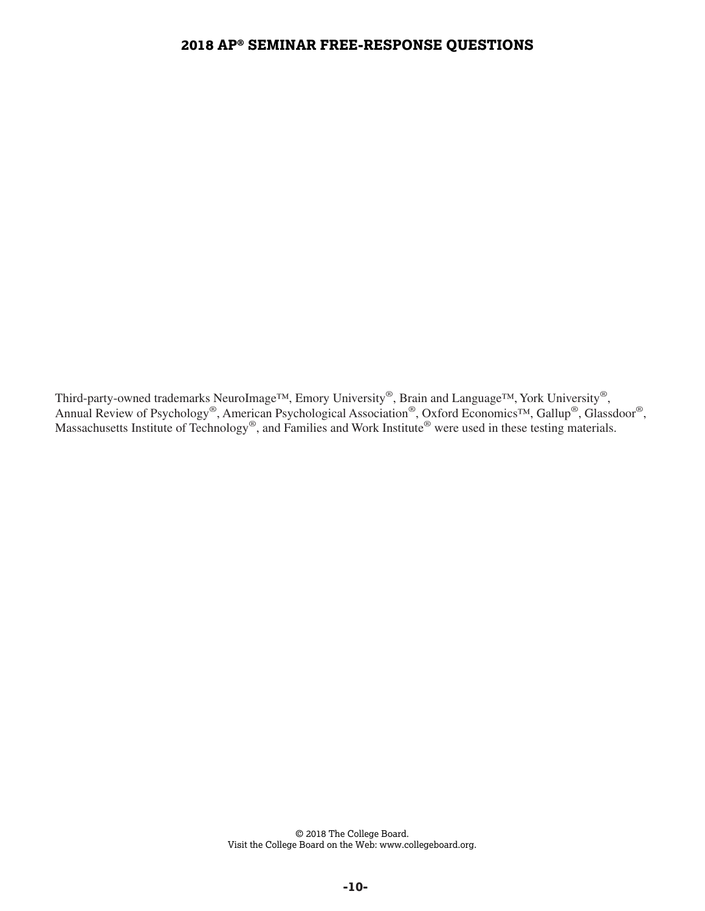Third-party-owned trademarks NeuroImage™, Emory University®, Brain and Language™, York University®, Annual Review of Psychology®, American Psychological Association®, Oxford Economics™, Gallup®, Glassdoor®, Massachusetts Institute of Technology®, and Families and Work Institute® were used in these testing materials.

© 2018 The College Board.
Visit the College Board on the Web: www.collegeboard.org.